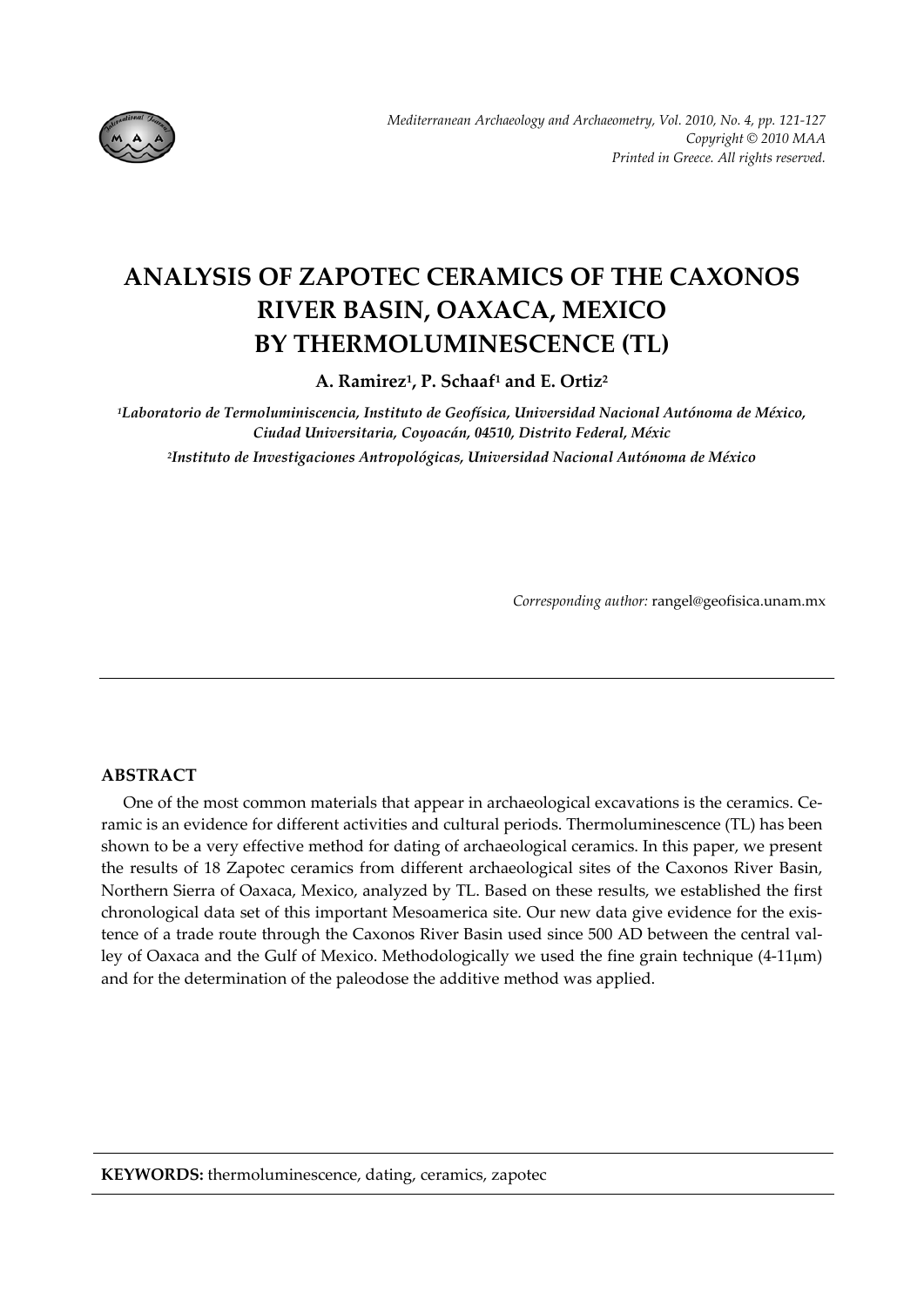# ANALYSIS OF ZAPOTEC CERAMICS OF THE CAXONOS RIVER BASIN, OAXACA, MEXICO BY THERMOLUMINESCENCE (TL)

**A. Ramirez[1], P. Schaaf[1] and E. Ortiz[2]**

*[1]Laboratorio de Termoluminiscencia, Instituto de Geofísica, Universidad Nacional Autónoma de México, Ciudad Universitaria, Coyoacán, 04510, Distrito Federal, Méxic*

*[2]Instituto de Investigaciones Antropológicas, Universidad Nacional Autónoma de México*

*Corresponding author:* rangel@geofisica.unam.mx

## ABSTRACT

One of the most common materials that appear in archaeological excavations is the ceramics. Ceramic is an evidence for different activities and cultural periods. Thermoluminescence (TL) has been shown to be a very effective method for dating of archaeological ceramics. In this paper, we present the results of 18 Zapotec ceramics from different archaeological sites of the Caxonos River Basin, Northern Sierra of Oaxaca, Mexico, analyzed by TL. Based on these results, we established the first chronological data set of this important Mesoamerica site. Our new data give evidence for the existence of a trade route through the Caxonos River Basin used since 500 AD between the central valley of Oaxaca and the Gulf of Mexico. Methodologically we used the fine grain technique (4-11μm) and for the determination of the paleodose the additive method was applied.

**KEYWORDS:** thermoluminescence, dating, ceramics, zapotec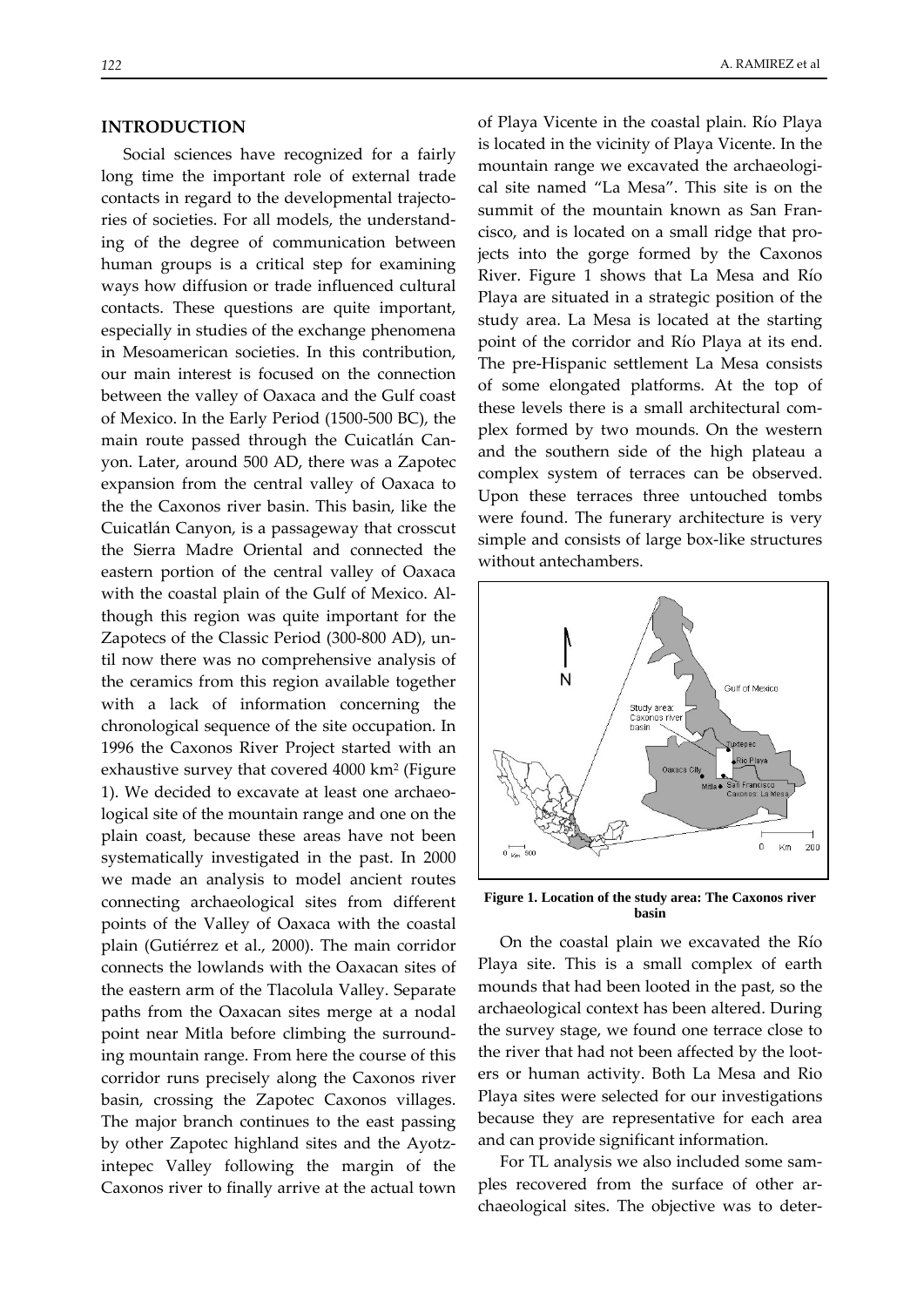## INTRODUCTION

Social sciences have recognized for a fairly long time the important role of external trade contacts in regard to the developmental trajectories of societies. For all models, the understanding of the degree of communication between human groups is a critical step for examining ways how diffusion or trade influenced cultural contacts. These questions are quite important, especially in studies of the exchange phenomena in Mesoamerican societies. In this contribution, our main interest is focused on the connection between the valley of Oaxaca and the Gulf coast of Mexico. In the Early Period (1500-500 BC), the main route passed through the Cuicatlán Canyon. Later, around 500 AD, there was a Zapotec expansion from the central valley of Oaxaca to the the Caxonos river basin. This basin, like the Cuicatlán Canyon, is a passageway that crosscut the Sierra Madre Oriental and connected the eastern portion of the central valley of Oaxaca with the coastal plain of the Gulf of Mexico. Although this region was quite important for the Zapotecs of the Classic Period (300-800 AD), until now there was no comprehensive analysis of the ceramics from this region available together with a lack of information concerning the chronological sequence of the site occupation. In 1996 the Caxonos River Project started with an exhaustive survey that covered 4000 km$^2$ (Figure 1). We decided to excavate at least one archaeological site of the mountain range and one on the plain coast, because these areas have not been systematically investigated in the past. In 2000 we made an analysis to model ancient routes connecting archaeological sites from different points of the Valley of Oaxaca with the coastal plain (Gutiérrez et al., 2000). The main corridor connects the lowlands with the Oaxacan sites of the eastern arm of the Tlacolula Valley. Separate paths from the Oaxacan sites merge at a nodal point near Mitla before climbing the surrounding mountain range. From here the course of this corridor runs precisely along the Caxonos river basin, crossing the Zapotec Caxonos villages. The major branch continues to the east passing by other Zapotec highland sites and the Ayotzintepec Valley following the margin of the Caxonos river to finally arrive at the actual town of Playa Vicente in the coastal plain. Río Playa is located in the vicinity of Playa Vicente. In the mountain range we excavated the archaeological site named "La Mesa". This site is on the summit of the mountain known as San Francisco, and is located on a small ridge that projects into the gorge formed by the Caxonos River. Figure 1 shows that La Mesa and Río Playa are situated in a strategic position of the study area. La Mesa is located at the starting point of the corridor and Río Playa at its end. The pre-Hispanic settlement La Mesa consists of some elongated platforms. At the top of these levels there is a small architectural complex formed by two mounds. On the western and the southern side of the high plateau a complex system of terraces can be observed. Upon these terraces three untouched tombs were found. The funerary architecture is very simple and consists of large box-like structures without antechambers.

**Figure 1. Location of the study area: The Caxonos river basin**

On the coastal plain we excavated the Río Playa site. This is a small complex of earth mounds that had been looted in the past, so the archaeological context has been altered. During the survey stage, we found one terrace close to the river that had not been affected by the looters or human activity. Both La Mesa and Rio Playa sites were selected for our investigations because they are representative for each area and can provide significant information.

For TL analysis we also included some samples recovered from the surface of other archaeological sites. The objective was to deter-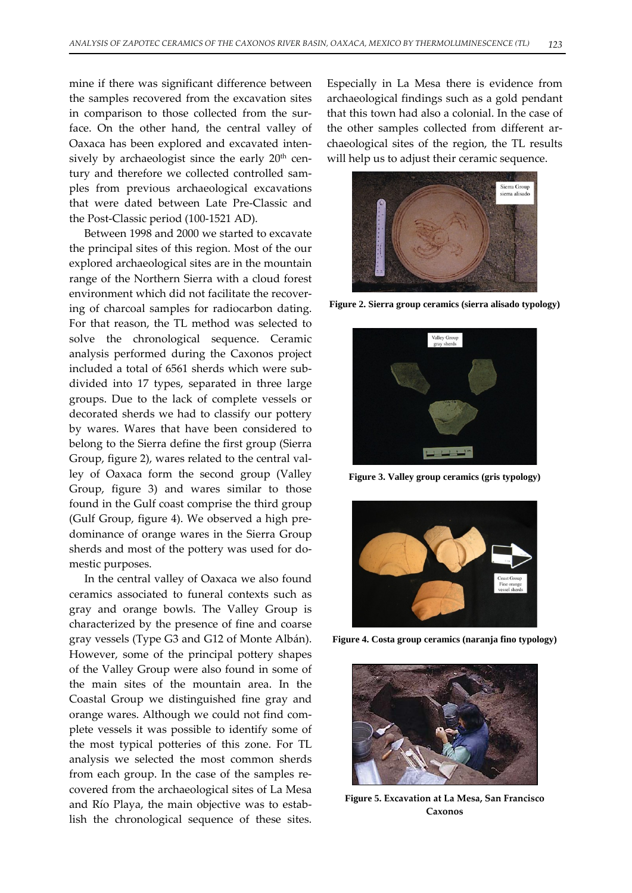mine if there was significant difference between the samples recovered from the excavation sites in comparison to those collected from the surface. On the other hand, the central valley of Oaxaca has been explored and excavated intensively by archaeologist since the early 20th century and therefore we collected controlled samples from previous archaeological excavations that were dated between Late Pre-Classic and the Post-Classic period (100-1521 AD).

Between 1998 and 2000 we started to excavate the principal sites of this region. Most of the our explored archaeological sites are in the mountain range of the Northern Sierra with a cloud forest environment which did not facilitate the recovering of charcoal samples for radiocarbon dating. For that reason, the TL method was selected to solve the chronological sequence. Ceramic analysis performed during the Caxonos project included a total of 6561 sherds which were subdivided into 17 types, separated in three large groups. Due to the lack of complete vessels or decorated sherds we had to classify our pottery by wares. Wares that have been considered to belong to the Sierra define the first group (Sierra Group, figure 2), wares related to the central valley of Oaxaca form the second group (Valley Group, figure 3) and wares similar to those found in the Gulf coast comprise the third group (Gulf Group, figure 4). We observed a high predominance of orange wares in the Sierra Group sherds and most of the pottery was used for domestic purposes.

In the central valley of Oaxaca we also found ceramics associated to funeral contexts such as gray and orange bowls. The Valley Group is characterized by the presence of fine and coarse gray vessels (Type G3 and G12 of Monte Albán). However, some of the principal pottery shapes of the Valley Group were also found in some of the main sites of the mountain area. In the Coastal Group we distinguished fine gray and orange wares. Although we could not find complete vessels it was possible to identify some of the most typical potteries of this zone. For TL analysis we selected the most common sherds from each group. In the case of the samples recovered from the archaeological sites of La Mesa and Río Playa, the main objective was to establish the chronological sequence of these sites. Especially in La Mesa there is evidence from archaeological findings such as a gold pendant that this town had also a colonial. In the case of the other samples collected from different archaeological sites of the region, the TL results will help us to adjust their ceramic sequence.

**Figure 2. Sierra group ceramics (sierra alisado typology)**

**Figure 3. Valley group ceramics (gris typology)**

**Figure 4. Costa group ceramics (naranja fino typology)**

**Figure 5. Excavation at La Mesa, San Francisco Caxonos**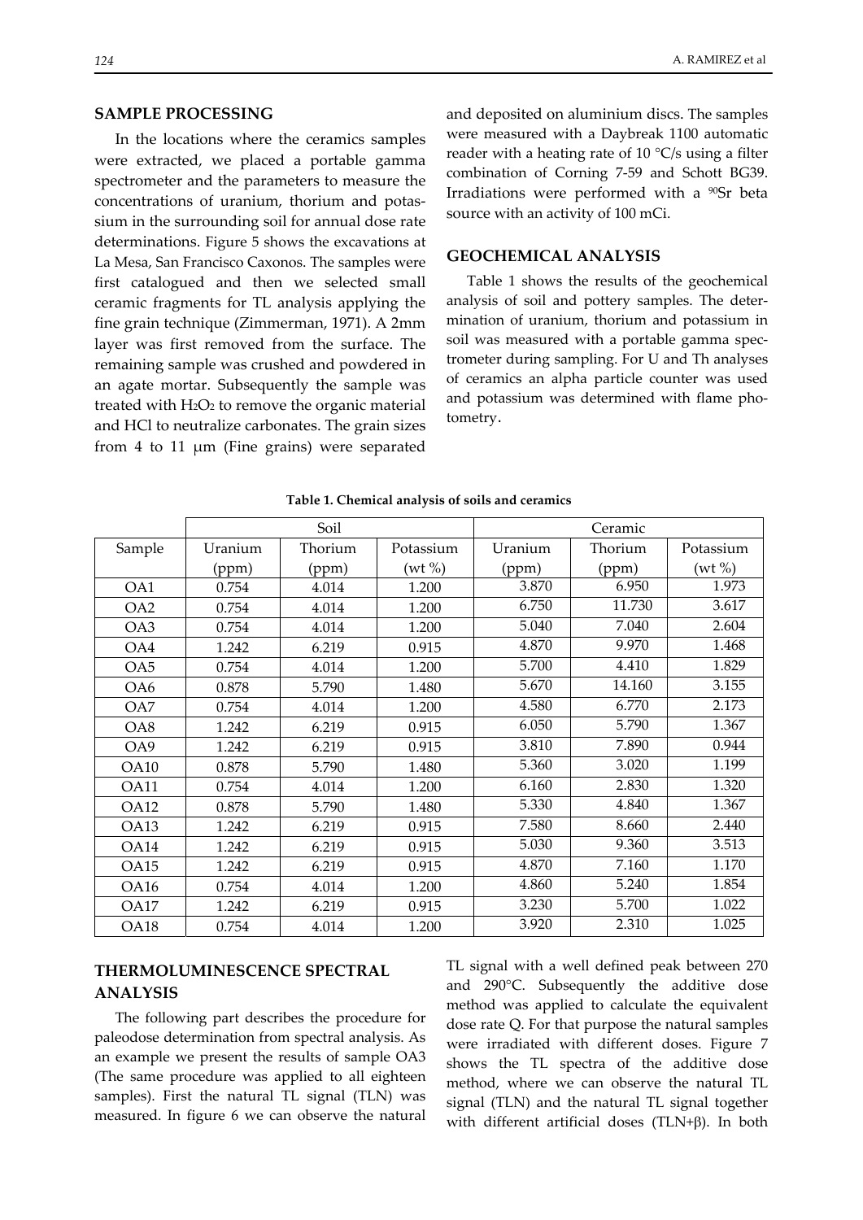## SAMPLE PROCESSING

In the locations where the ceramics samples were extracted, we placed a portable gamma spectrometer and the parameters to measure the concentrations of uranium, thorium and potassium in the surrounding soil for annual dose rate determinations. Figure 5 shows the excavations at La Mesa, San Francisco Caxonos. The samples were first catalogued and then we selected small ceramic fragments for TL analysis applying the fine grain technique (Zimmerman, 1971). A 2mm layer was first removed from the surface. The remaining sample was crushed and powdered in an agate mortar. Subsequently the sample was treated with $H_2O_2$ to remove the organic material and HCl to neutralize carbonates. The grain sizes from 4 to 11 μm (Fine grains) were separated and deposited on aluminium discs. The samples were measured with a Daybreak 1100 automatic reader with a heating rate of 10 °C/s using a filter combination of Corning 7-59 and Schott BG39. Irradiations were performed with a $^{90}$Sr beta source with an activity of 100 mCi.

## GEOCHEMICAL ANALYSIS

Table 1 shows the results of the geochemical analysis of soil and pottery samples. The determination of uranium, thorium and potassium in soil was measured with a portable gamma spectrometer during sampling. For U and Th analyses of ceramics an alpha particle counter was used and potassium was determined with flame photometry.

**Table 1. Chemical analysis of soils and ceramics**

| | Soil | | | Ceramic | | |
|---|---|---|---|---|---|---|
| Sample | Uranium (ppm) | Thorium (ppm) | Potassium (wt %) | Uranium (ppm) | Thorium (ppm) | Potassium (wt %) |
| OA1 | 0.754 | 4.014 | 1.200 | 3.870 | 6.950 | 1.973 |
| OA2 | 0.754 | 4.014 | 1.200 | 6.750 | 11.730 | 3.617 |
| OA3 | 0.754 | 4.014 | 1.200 | 5.040 | 7.040 | 2.604 |
| OA4 | 1.242 | 6.219 | 0.915 | 4.870 | 9.970 | 1.468 |
| OA5 | 0.754 | 4.014 | 1.200 | 5.700 | 4.410 | 1.829 |
| OA6 | 0.878 | 5.790 | 1.480 | 5.670 | 14.160 | 3.155 |
| OA7 | 0.754 | 4.014 | 1.200 | 4.580 | 6.770 | 2.173 |
| OA8 | 1.242 | 6.219 | 0.915 | 6.050 | 5.790 | 1.367 |
| OA9 | 1.242 | 6.219 | 0.915 | 3.810 | 7.890 | 0.944 |
| OA10 | 0.878 | 5.790 | 1.480 | 5.360 | 3.020 | 1.199 |
| OA11 | 0.754 | 4.014 | 1.200 | 6.160 | 2.830 | 1.320 |
| OA12 | 0.878 | 5.790 | 1.480 | 5.330 | 4.840 | 1.367 |
| OA13 | 1.242 | 6.219 | 0.915 | 7.580 | 8.660 | 2.440 |
| OA14 | 1.242 | 6.219 | 0.915 | 5.030 | 9.360 | 3.513 |
| OA15 | 1.242 | 6.219 | 0.915 | 4.870 | 7.160 | 1.170 |
| OA16 | 0.754 | 4.014 | 1.200 | 4.860 | 5.240 | 1.854 |
| OA17 | 1.242 | 6.219 | 0.915 | 3.230 | 5.700 | 1.022 |
| OA18 | 0.754 | 4.014 | 1.200 | 3.920 | 2.310 | 1.025 |

## THERMOLUMINESCENCE SPECTRAL ANALYSIS

The following part describes the procedure for paleodose determination from spectral analysis. As an example we present the results of sample OA3 (The same procedure was applied to all eighteen samples). First the natural TL signal (TLN) was measured. In figure 6 we can observe the natural TL signal with a well defined peak between 270 and 290°C. Subsequently the additive dose method was applied to calculate the equivalent dose rate Q. For that purpose the natural samples were irradiated with different doses. Figure 7 shows the TL spectra of the additive dose method, where we can observe the natural TL signal (TLN) and the natural TL signal together with different artificial doses (TLN+β). In both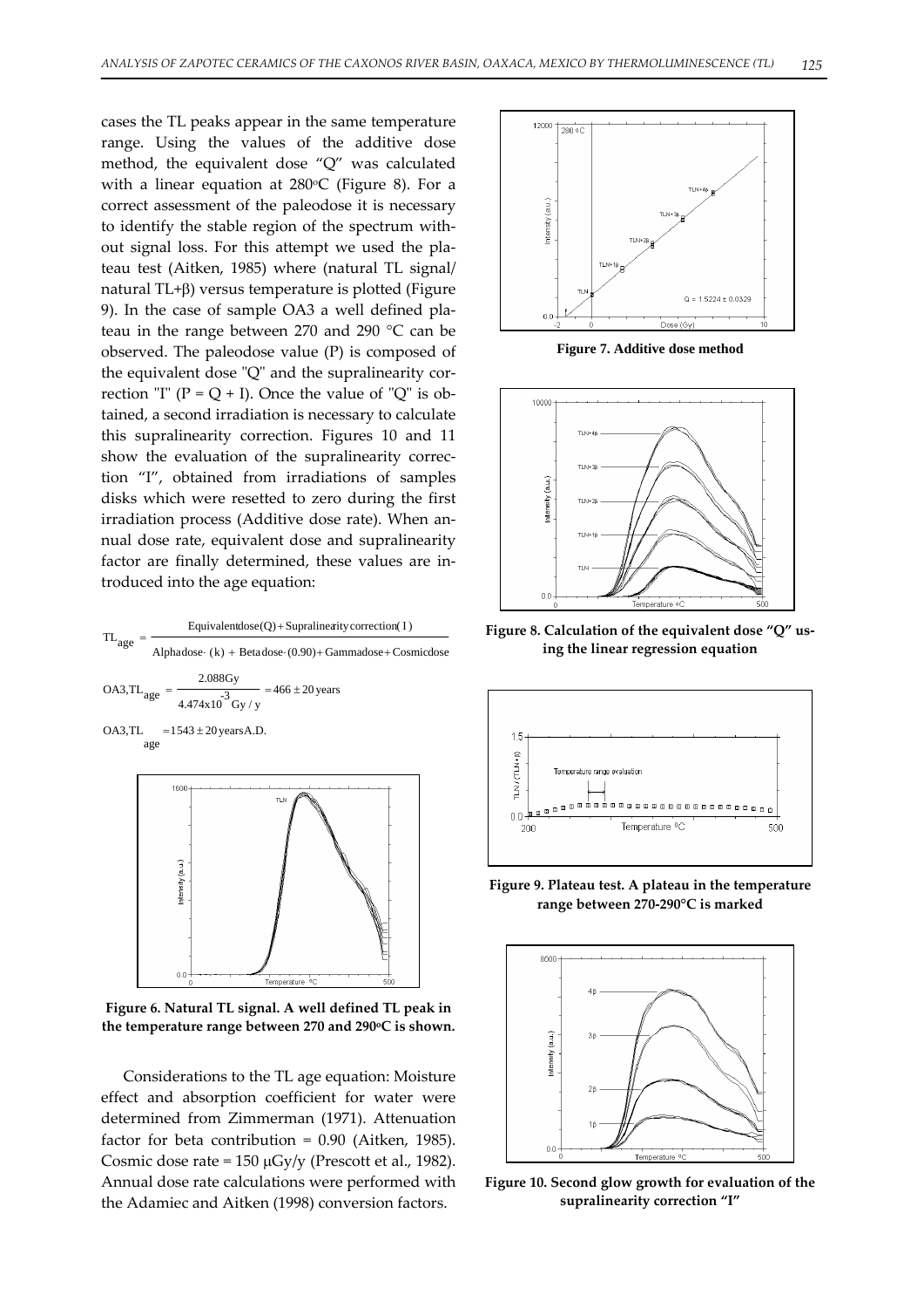cases the TL peaks appear in the same temperature range. Using the values of the additive dose method, the equivalent dose "Q" was calculated with a linear equation at 280°C (Figure 8). For a correct assessment of the paleodose it is necessary to identify the stable region of the spectrum without signal loss. For this attempt we used the plateau test (Aitken, 1985) where (natural TL signal/ natural TL+β) versus temperature is plotted (Figure 9). In the case of sample OA3 a well defined plateau in the range between 270 and 290 °C can be observed. The paleodose value (P) is composed of the equivalent dose "Q" and the supralinearity correction "I" (P = Q + I). Once the value of "Q" is obtained, a second irradiation is necessary to calculate this supralinearity correction. Figures 10 and 11 show the evaluation of the supralinearity correction "I", obtained from irradiations of samples disks which were resetted to zero during the first irradiation process (Additive dose rate). When annual dose rate, equivalent dose and supralinearity factor are finally determined, these values are introduced into the age equation:

$$TL_{age} = \frac{\text{Equivalent dose}(Q) + \text{Supralinearity correction}(I)}{\text{Alpha dose}\cdot(k) + \text{Beta dose}\cdot(0.90) + \text{Gamma dose} + \text{Cosmic dose}}$$

$$OA3, TL_{age} = \frac{2.088\,Gy}{4.474 \times 10^{-3}\,Gy/y} = 466 \pm 20 \text{ years}$$

$$OA3, TL_{age} = 1543 \pm 20 \text{ years A.D.}$$

**Figure 6. Natural TL signal. A well defined TL peak in the temperature range between 270 and 290°C is shown.**

Considerations to the TL age equation: Moisture effect and absorption coefficient for water were determined from Zimmerman (1971). Attenuation factor for beta contribution = 0.90 (Aitken, 1985). Cosmic dose rate = 150 μGy/y (Prescott et al., 1982). Annual dose rate calculations were performed with the Adamiec and Aitken (1998) conversion factors.

**Figure 7. Additive dose method**

**Figure 8. Calculation of the equivalent dose "Q" using the linear regression equation**

**Figure 9. Plateau test. A plateau in the temperature range between 270-290°C is marked**

**Figure 10. Second glow growth for evaluation of the supralinearity correction "I"**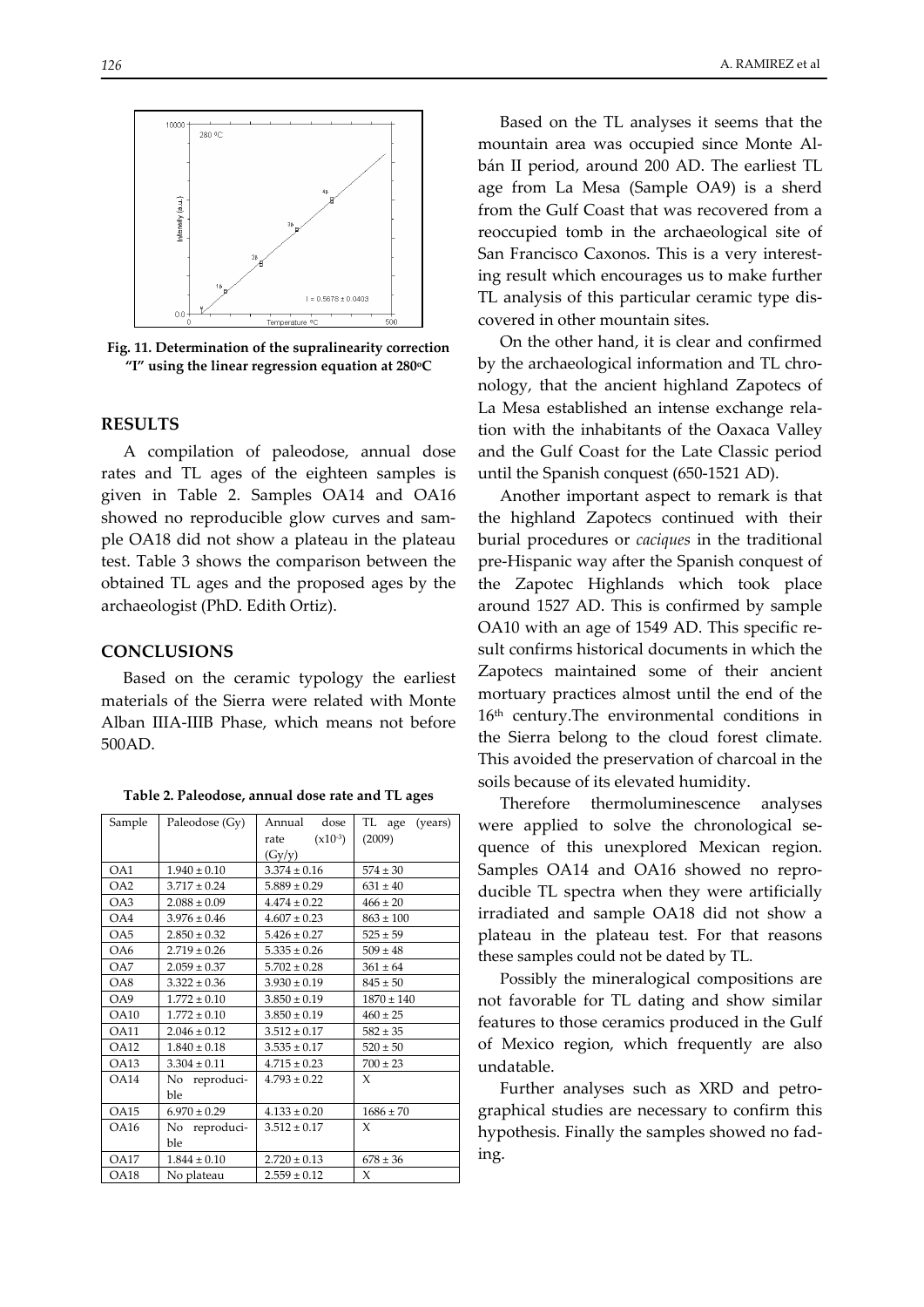Fig. 11. Determination of the supralinearity correction "I" using the linear regression equation at 280°C

## RESULTS

A compilation of paleodose, annual dose rates and TL ages of the eighteen samples is given in Table 2. Samples OA14 and OA16 showed no reproducible glow curves and sample OA18 did not show a plateau in the plateau test. Table 3 shows the comparison between the obtained TL ages and the proposed ages by the archaeologist (PhD. Edith Ortiz).

## CONCLUSIONS

Based on the ceramic typology the earliest materials of the Sierra were related with Monte Alban IIIA-IIIB Phase, which means not before 500AD.

**Table 2. Paleodose, annual dose rate and TL ages**

| Sample | Paleodose (Gy) | Annual dose rate ($x10^{-3}$) (Gy/y) | TL age (years) (2009) |
|---|---|---|---|
| OA1 | 1.940 ± 0.10 | 3.374 ± 0.16 | 574 ± 30 |
| OA2 | 3.717 ± 0.24 | 5.889 ± 0.29 | 631 ± 40 |
| OA3 | 2.088 ± 0.09 | 4.474 ± 0.22 | 466 ± 20 |
| OA4 | 3.976 ± 0.46 | 4.607 ± 0.23 | 863 ± 100 |
| OA5 | 2.850 ± 0.32 | 5.426 ± 0.27 | 525 ± 59 |
| OA6 | 2.719 ± 0.26 | 5.335 ± 0.26 | 509 ± 48 |
| OA7 | 2.059 ± 0.37 | 5.702 ± 0.28 | 361 ± 64 |
| OA8 | 3.322 ± 0.36 | 3.930 ± 0.19 | 845 ± 50 |
| OA9 | 1.772 ± 0.10 | 3.850 ± 0.19 | 1870 ± 140 |
| OA10 | 1.772 ± 0.10 | 3.850 ± 0.19 | 460 ± 25 |
| OA11 | 2.046 ± 0.12 | 3.512 ± 0.17 | 582 ± 35 |
| OA12 | 1.840 ± 0.18 | 3.535 ± 0.17 | 520 ± 50 |
| OA13 | 3.304 ± 0.11 | 4.715 ± 0.23 | 700 ± 23 |
| OA14 | No reproducible | 4.793 ± 0.22 | X |
| OA15 | 6.970 ± 0.29 | 4.133 ± 0.20 | 1686 ± 70 |
| OA16 | No reproducible | 3.512 ± 0.17 | X |
| OA17 | 1.844 ± 0.10 | 2.720 ± 0.13 | 678 ± 36 |
| OA18 | No plateau | 2.559 ± 0.12 | X |

Based on the TL analyses it seems that the mountain area was occupied since Monte Albán II period, around 200 AD. The earliest TL age from La Mesa (Sample OA9) is a sherd from the Gulf Coast that was recovered from a reoccupied tomb in the archaeological site of San Francisco Caxonos. This is a very interesting result which encourages us to make further TL analysis of this particular ceramic type discovered in other mountain sites.

On the other hand, it is clear and confirmed by the archaeological information and TL chronology, that the ancient highland Zapotecs of La Mesa established an intense exchange relation with the inhabitants of the Oaxaca Valley and the Gulf Coast for the Late Classic period until the Spanish conquest (650-1521 AD).

Another important aspect to remark is that the highland Zapotecs continued with their burial procedures or *caciques* in the traditional pre-Hispanic way after the Spanish conquest of the Zapotec Highlands which took place around 1527 AD. This is confirmed by sample OA10 with an age of 1549 AD. This specific result confirms historical documents in which the Zapotecs maintained some of their ancient mortuary practices almost until the end of the 16th century.The environmental conditions in the Sierra belong to the cloud forest climate. This avoided the preservation of charcoal in the soils because of its elevated humidity.

Therefore thermoluminescence analyses were applied to solve the chronological sequence of this unexplored Mexican region. Samples OA14 and OA16 showed no reproducible TL spectra when they were artificially irradiated and sample OA18 did not show a plateau in the plateau test. For that reasons these samples could not be dated by TL.

Possibly the mineralogical compositions are not favorable for TL dating and show similar features to those ceramics produced in the Gulf of Mexico region, which frequently are also undatable.

Further analyses such as XRD and petrographical studies are necessary to confirm this hypothesis. Finally the samples showed no fading.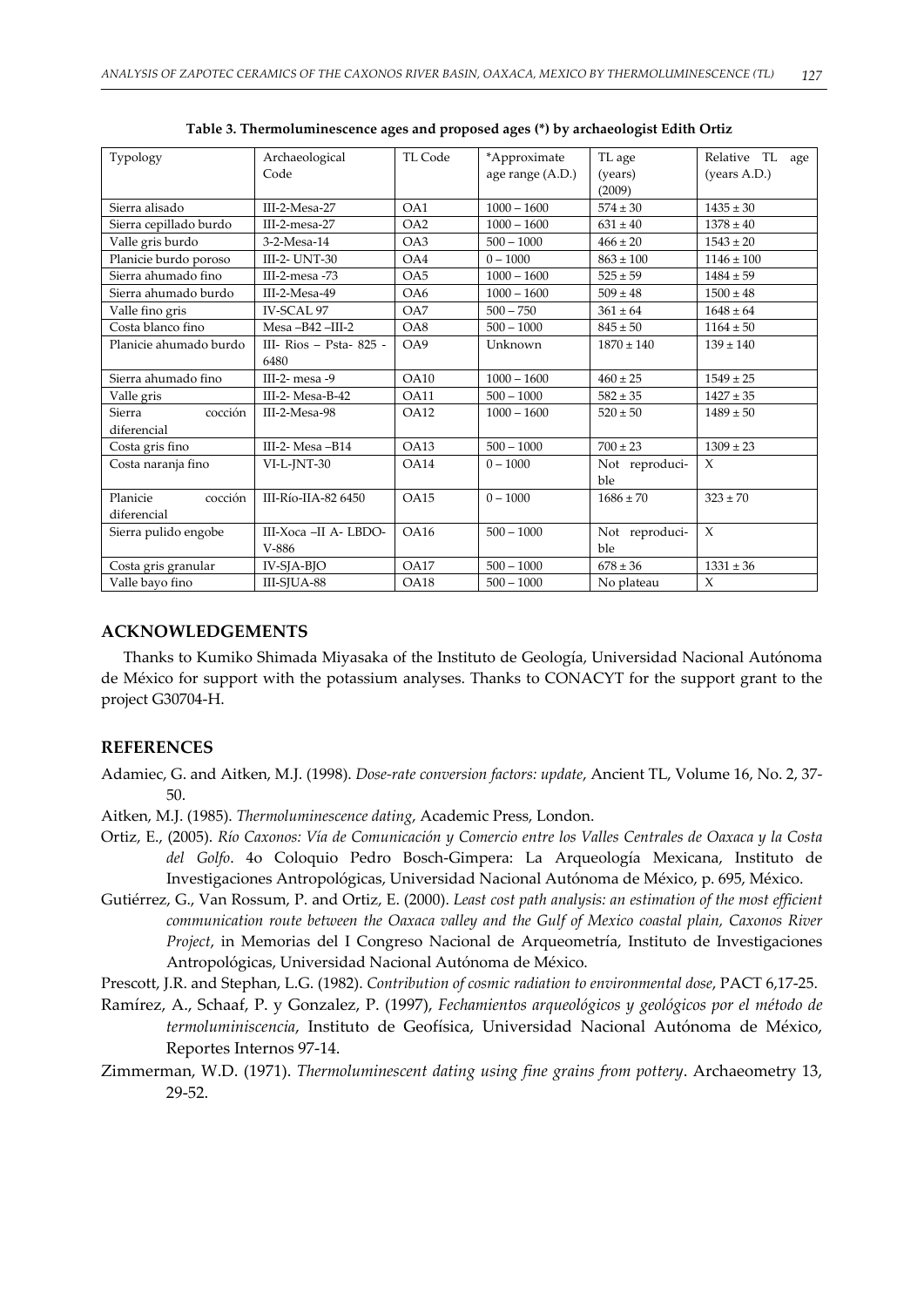**Table 3. Thermoluminescence ages and proposed ages (*) by archaeologist Edith Ortiz**

| Typology | Archaeological Code | TL Code | *Approximate age range (A.D.) | TL age (years) (2009) | Relative TL age (years A.D.) |
|---|---|---|---|---|---|
| Sierra alisado | III-2-Mesa-27 | OA1 | 1000 – 1600 | 574 ± 30 | 1435 ± 30 |
| Sierra cepillado burdo | III-2-mesa-27 | OA2 | 1000 – 1600 | 631 ± 40 | 1378 ± 40 |
| Valle gris burdo | 3-2-Mesa-14 | OA3 | 500 – 1000 | 466 ± 20 | 1543 ± 20 |
| Planicie burdo poroso | III-2- UNT-30 | OA4 | 0 – 1000 | 863 ± 100 | 1146 ± 100 |
| Sierra ahumado fino | III-2-mesa -73 | OA5 | 1000 – 1600 | 525 ± 59 | 1484 ± 59 |
| Sierra ahumado burdo | III-2-Mesa-49 | OA6 | 1000 – 1600 | 509 ± 48 | 1500 ± 48 |
| Valle fino gris | IV-SCAL 97 | OA7 | 500 – 750 | 361 ± 64 | 1648 ± 64 |
| Costa blanco fino | Mesa –B42 –III-2 | OA8 | 500 – 1000 | 845 ± 50 | 1164 ± 50 |
| Planicie ahumado burdo | III- Rios – Psta- 825 - 6480 | OA9 | Unknown | 1870 ± 140 | 139 ± 140 |
| Sierra ahumado fino | III-2- mesa -9 | OA10 | 1000 – 1600 | 460 ± 25 | 1549 ± 25 |
| Valle gris | III-2- Mesa-B-42 | OA11 | 500 – 1000 | 582 ± 35 | 1427 ± 35 |
| Sierra cocción diferencial | III-2-Mesa-98 | OA12 | 1000 – 1600 | 520 ± 50 | 1489 ± 50 |
| Costa gris fino | III-2- Mesa –B14 | OA13 | 500 – 1000 | 700 ± 23 | 1309 ± 23 |
| Costa naranja fino | VI-L-JNT-30 | OA14 | 0 – 1000 | Not reproducible | X |
| Planicie cocción diferencial | III-Río-IIA-82 6450 | OA15 | 0 – 1000 | 1686 ± 70 | 323 ± 70 |
| Sierra pulido engobe | III-Xoca –II A- LBDO-V-886 | OA16 | 500 – 1000 | Not reproducible | X |
| Costa gris granular | IV-SJA-BJO | OA17 | 500 – 1000 | 678 ± 36 | 1331 ± 36 |
| Valle bayo fino | III-SJUA-88 | OA18 | 500 – 1000 | No plateau | X |

## ACKNOWLEDGEMENTS

Thanks to Kumiko Shimada Miyasaka of the Instituto de Geología, Universidad Nacional Autónoma de México for support with the potassium analyses. Thanks to CONACYT for the support grant to the project G30704-H.

## REFERENCES

Adamiec, G. and Aitken, M.J. (1998). *Dose-rate conversion factors: update*, Ancient TL, Volume 16, No. 2, 37-50.

Aitken, M.J. (1985). *Thermoluminescence dating*, Academic Press, London.

Ortiz, E., (2005). *Río Caxonos: Vía de Comunicación y Comercio entre los Valles Centrales de Oaxaca y la Costa del Golfo*. 4o Coloquio Pedro Bosch-Gimpera: La Arqueología Mexicana, Instituto de Investigaciones Antropológicas, Universidad Nacional Autónoma de México, p. 695, México.

Gutiérrez, G., Van Rossum, P. and Ortiz, E. (2000). *Least cost path analysis: an estimation of the most efficient communication route between the Oaxaca valley and the Gulf of Mexico coastal plain, Caxonos River Project*, in Memorias del I Congreso Nacional de Arqueometría, Instituto de Investigaciones Antropológicas, Universidad Nacional Autónoma de México.

Prescott, J.R. and Stephan, L.G. (1982). *Contribution of cosmic radiation to environmental dose*, PACT 6,17-25.

Ramírez, A., Schaaf, P. y Gonzalez, P. (1997), *Fechamientos arqueológicos y geológicos por el método de termoluminiscencia*, Instituto de Geofísica, Universidad Nacional Autónoma de México, Reportes Internos 97-14.

Zimmerman, W.D. (1971). *Thermoluminescent dating using fine grains from pottery*. Archaeometry 13, 29-52.